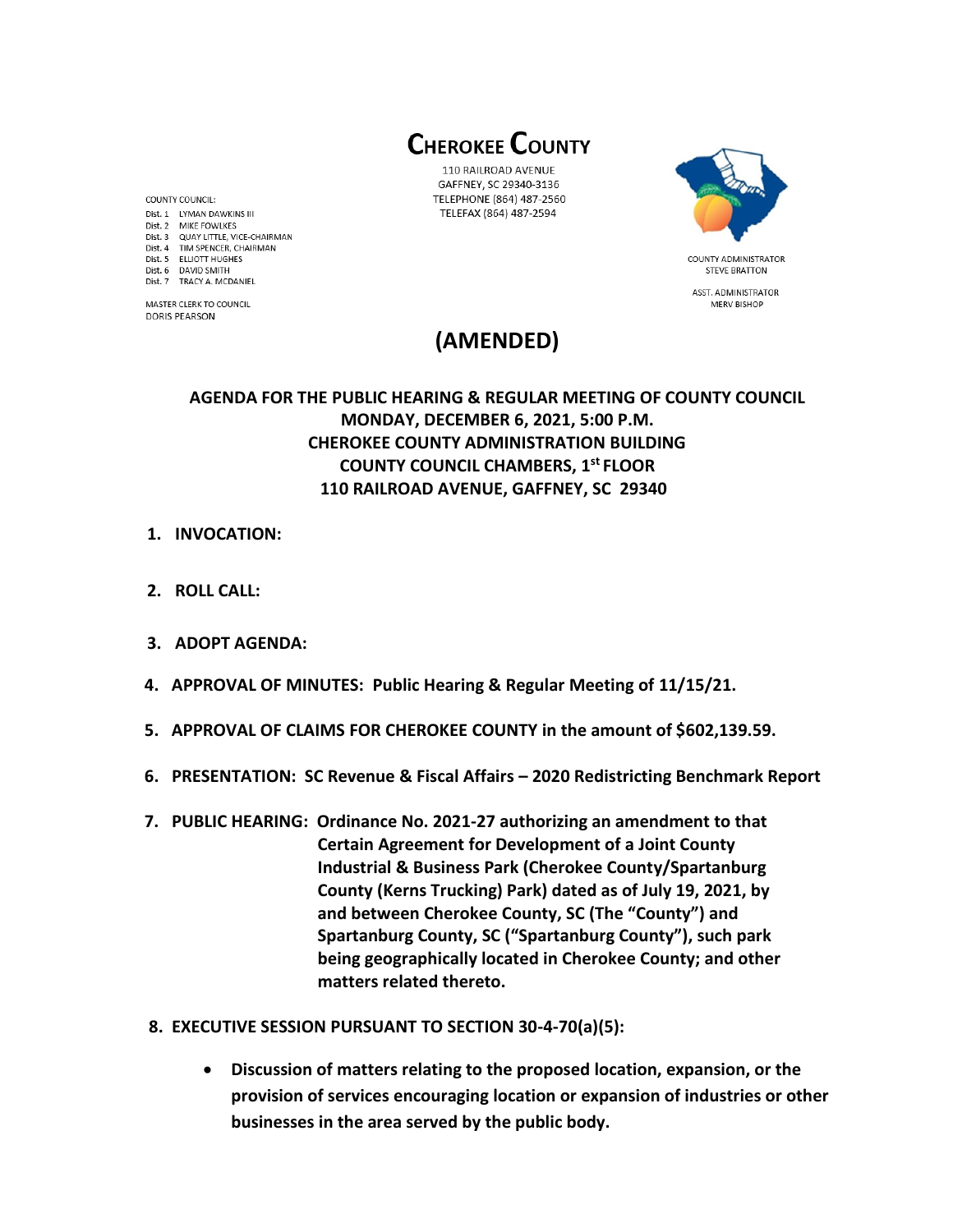# CHEROKEE COUNTY

110 RAILROAD AVENUE
GAFFNEY, SC 29340-3136
TELEPHONE (864) 487-2560
TELEFAX (864) 487-2594

COUNTY COUNCIL:
Dist. 1 LYMAN DAWKINS III
Dist. 2 MIKE FOWLKES
Dist. 3 QUAY LITTLE, VICE-CHAIRMAN
Dist. 4 TIM SPENCER, CHAIRMAN
Dist. 5 ELLIOTT HUGHES
Dist. 6 DAVID SMITH
Dist. 7 TRACY A. MCDANIEL

MASTER CLERK TO COUNCIL
DORIS PEARSON

COUNTY ADMINISTRATOR
STEVE BRATTON

ASST. ADMINISTRATOR
MERV BISHOP

## (AMENDED)

**AGENDA FOR THE PUBLIC HEARING & REGULAR MEETING OF COUNTY COUNCIL**
**MONDAY, DECEMBER 6, 2021, 5:00 P.M.**
**CHEROKEE COUNTY ADMINISTRATION BUILDING**
**COUNTY COUNCIL CHAMBERS, 1st FLOOR**
**110 RAILROAD AVENUE, GAFFNEY, SC 29340**

1. **INVOCATION:**

2. **ROLL CALL:**

3. **ADOPT AGENDA:**

4. **APPROVAL OF MINUTES: Public Hearing & Regular Meeting of 11/15/21.**

5. **APPROVAL OF CLAIMS FOR CHEROKEE COUNTY in the amount of $602,139.59.**

6. **PRESENTATION: SC Revenue & Fiscal Affairs – 2020 Redistricting Benchmark Report**

7. **PUBLIC HEARING: Ordinance No. 2021-27 authorizing an amendment to that Certain Agreement for Development of a Joint County Industrial & Business Park (Cherokee County/Spartanburg County (Kerns Trucking) Park) dated as of July 19, 2021, by and between Cherokee County, SC (The "County") and Spartanburg County, SC ("Spartanburg County"), such park being geographically located in Cherokee County; and other matters related thereto.**

8. **EXECUTIVE SESSION PURSUANT TO SECTION 30-4-70(a)(5):**

   - **Discussion of matters relating to the proposed location, expansion, or the provision of services encouraging location or expansion of industries or other businesses in the area served by the public body.**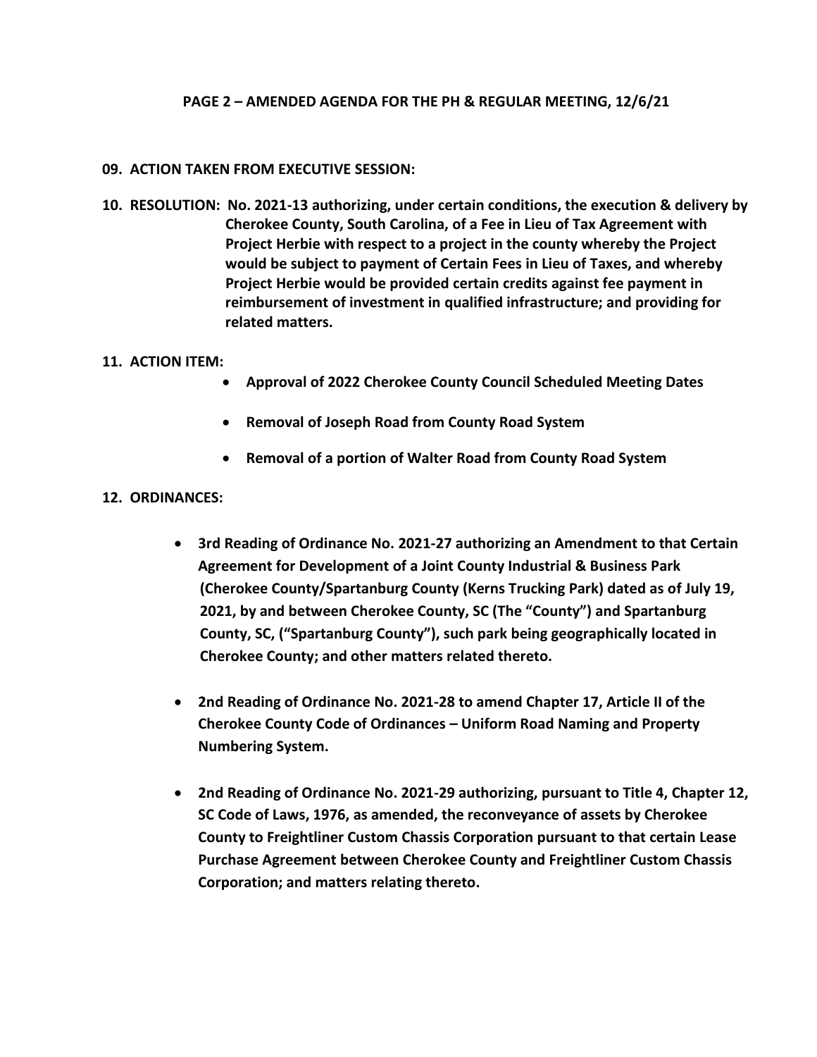**PAGE 2 – AMENDED AGENDA FOR THE PH & REGULAR MEETING, 12/6/21**

**09. ACTION TAKEN FROM EXECUTIVE SESSION:**

**10. RESOLUTION: No. 2021-13 authorizing, under certain conditions, the execution & delivery by Cherokee County, South Carolina, of a Fee in Lieu of Tax Agreement with Project Herbie with respect to a project in the county whereby the Project would be subject to payment of Certain Fees in Lieu of Taxes, and whereby Project Herbie would be provided certain credits against fee payment in reimbursement of investment in qualified infrastructure; and providing for related matters.**

**11. ACTION ITEM:**

- **Approval of 2022 Cherokee County Council Scheduled Meeting Dates**
- **Removal of Joseph Road from County Road System**
- **Removal of a portion of Walter Road from County Road System**

**12. ORDINANCES:**

- **3rd Reading of Ordinance No. 2021-27 authorizing an Amendment to that Certain Agreement for Development of a Joint County Industrial & Business Park (Cherokee County/Spartanburg County (Kerns Trucking Park) dated as of July 19, 2021, by and between Cherokee County, SC (The "County") and Spartanburg County, SC, ("Spartanburg County"), such park being geographically located in Cherokee County; and other matters related thereto.**
- **2nd Reading of Ordinance No. 2021-28 to amend Chapter 17, Article II of the Cherokee County Code of Ordinances – Uniform Road Naming and Property Numbering System.**
- **2nd Reading of Ordinance No. 2021-29 authorizing, pursuant to Title 4, Chapter 12, SC Code of Laws, 1976, as amended, the reconveyance of assets by Cherokee County to Freightliner Custom Chassis Corporation pursuant to that certain Lease Purchase Agreement between Cherokee County and Freightliner Custom Chassis Corporation; and matters relating thereto.**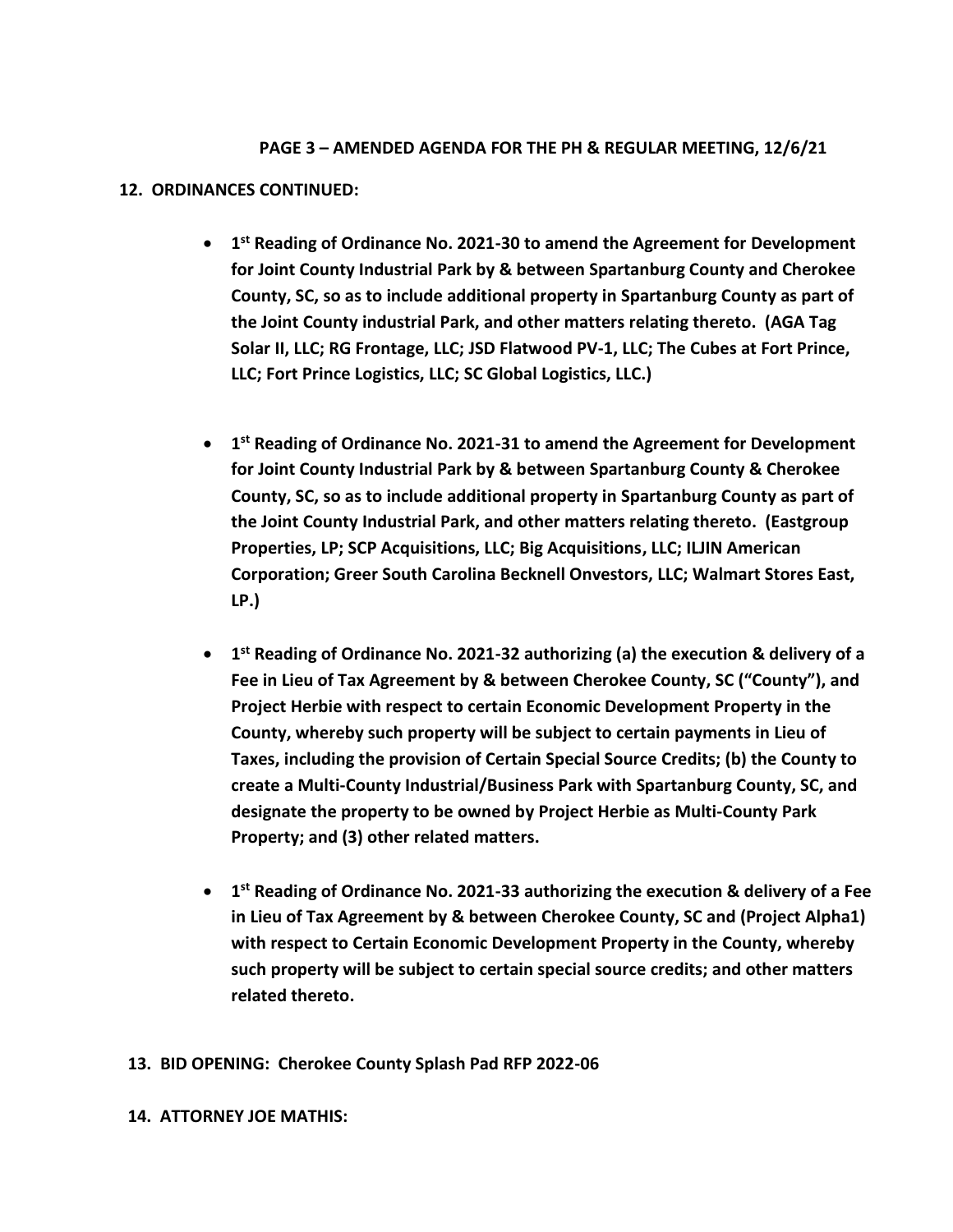**PAGE 3 – AMENDED AGENDA FOR THE PH & REGULAR MEETING, 12/6/21**

**12. ORDINANCES CONTINUED:**

- **1st Reading of Ordinance No. 2021-30 to amend the Agreement for Development for Joint County Industrial Park by & between Spartanburg County and Cherokee County, SC, so as to include additional property in Spartanburg County as part of the Joint County industrial Park, and other matters relating thereto. (AGA Tag Solar II, LLC; RG Frontage, LLC; JSD Flatwood PV-1, LLC; The Cubes at Fort Prince, LLC; Fort Prince Logistics, LLC; SC Global Logistics, LLC.)**

- **1st Reading of Ordinance No. 2021-31 to amend the Agreement for Development for Joint County Industrial Park by & between Spartanburg County & Cherokee County, SC, so as to include additional property in Spartanburg County as part of the Joint County Industrial Park, and other matters relating thereto. (Eastgroup Properties, LP; SCP Acquisitions, LLC; Big Acquisitions, LLC; ILJIN American Corporation; Greer South Carolina Becknell Onvestors, LLC; Walmart Stores East, LP.)**

- **1st Reading of Ordinance No. 2021-32 authorizing (a) the execution & delivery of a Fee in Lieu of Tax Agreement by & between Cherokee County, SC ("County"), and Project Herbie with respect to certain Economic Development Property in the County, whereby such property will be subject to certain payments in Lieu of Taxes, including the provision of Certain Special Source Credits; (b) the County to create a Multi-County Industrial/Business Park with Spartanburg County, SC, and designate the property to be owned by Project Herbie as Multi-County Park Property; and (3) other related matters.**

- **1st Reading of Ordinance No. 2021-33 authorizing the execution & delivery of a Fee in Lieu of Tax Agreement by & between Cherokee County, SC and (Project Alpha1) with respect to Certain Economic Development Property in the County, whereby such property will be subject to certain special source credits; and other matters related thereto.**

**13. BID OPENING: Cherokee County Splash Pad RFP 2022-06**

**14. ATTORNEY JOE MATHIS:**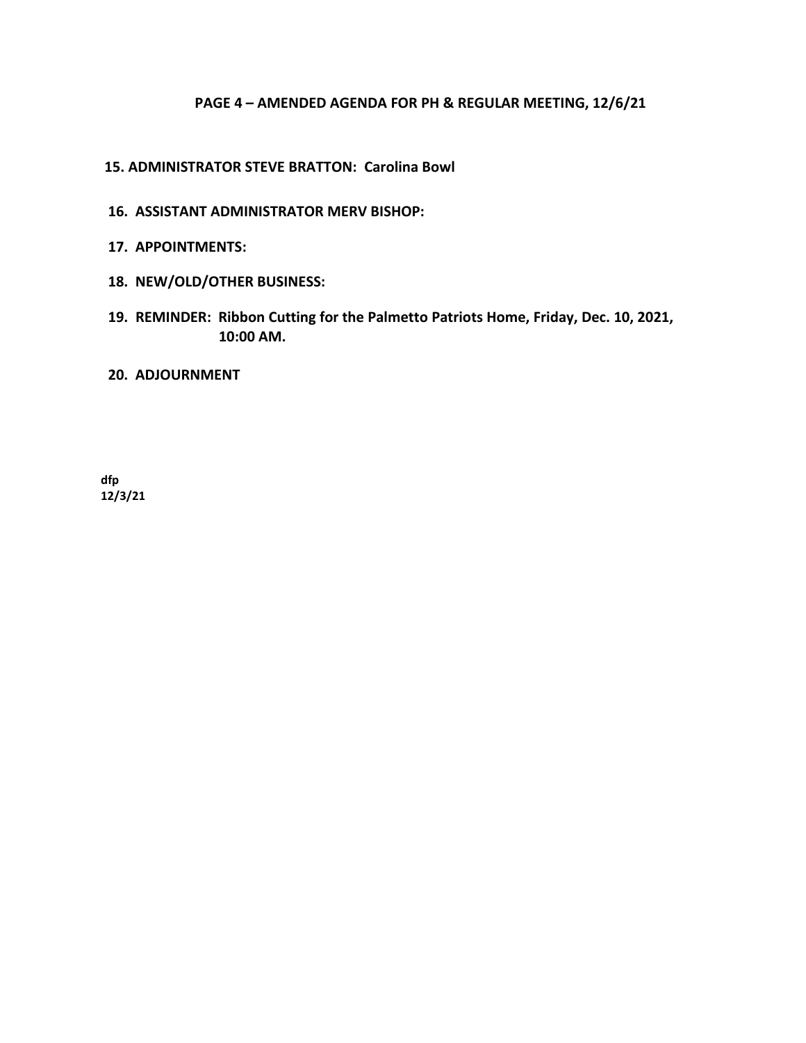**PAGE 4 – AMENDED AGENDA FOR PH & REGULAR MEETING, 12/6/21**

15. **ADMINISTRATOR STEVE BRATTON: Carolina Bowl**

16. **ASSISTANT ADMINISTRATOR MERV BISHOP:**

17. **APPOINTMENTS:**

18. **NEW/OLD/OTHER BUSINESS:**

19. **REMINDER: Ribbon Cutting for the Palmetto Patriots Home, Friday, Dec. 10, 2021, 10:00 AM.**

20. **ADJOURNMENT**

**dfp**
**12/3/21**